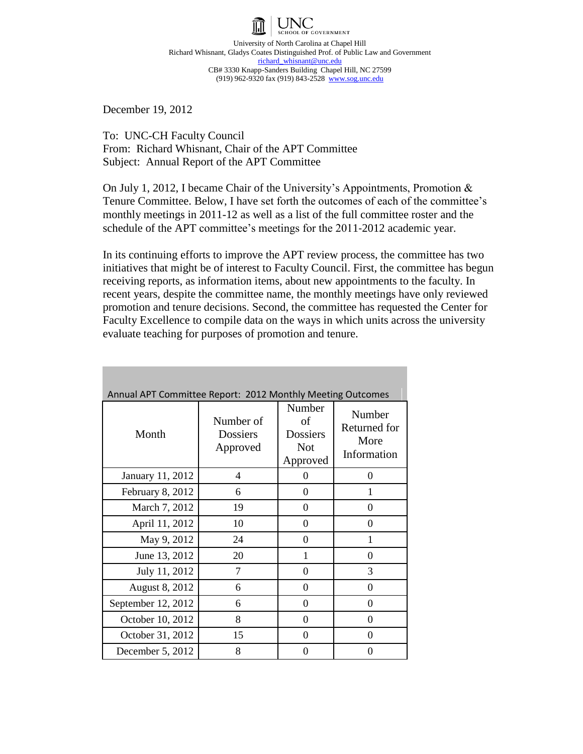UNC SCHOOL OF GOVERNMENT

University of North Carolina at Chapel Hill
Richard Whisnant, Gladys Coates Distinguished Prof. of Public Law and Government
richard_whisnant@unc.edu
CB# 3330 Knapp-Sanders Building Chapel Hill, NC 27599
(919) 962-9320 fax (919) 843-2528 www.sog.unc.edu

December 19, 2012

To: UNC-CH Faculty Council
From: Richard Whisnant, Chair of the APT Committee
Subject: Annual Report of the APT Committee

On July 1, 2012, I became Chair of the University's Appointments, Promotion & Tenure Committee. Below, I have set forth the outcomes of each of the committee's monthly meetings in 2011-12 as well as a list of the full committee roster and the schedule of the APT committee's meetings for the 2011-2012 academic year.

In its continuing efforts to improve the APT review process, the committee has two initiatives that might be of interest to Faculty Council. First, the committee has begun receiving reports, as information items, about new appointments to the faculty. In recent years, despite the committee name, the monthly meetings have only reviewed promotion and tenure decisions. Second, the committee has requested the Center for Faculty Excellence to compile data on the ways in which units across the university evaluate teaching for purposes of promotion and tenure.

Annual APT Committee Report: 2012 Monthly Meeting Outcomes

| Month | Number of Dossiers Approved | Number of Dossiers Not Approved | Number Returned for More Information |
|---|---|---|---|
| January 11, 2012 | 4 | 0 | 0 |
| February 8, 2012 | 6 | 0 | 1 |
| March 7, 2012 | 19 | 0 | 0 |
| April 11, 2012 | 10 | 0 | 0 |
| May 9, 2012 | 24 | 0 | 1 |
| June 13, 2012 | 20 | 1 | 0 |
| July 11, 2012 | 7 | 0 | 3 |
| August 8, 2012 | 6 | 0 | 0 |
| September 12, 2012 | 6 | 0 | 0 |
| October 10, 2012 | 8 | 0 | 0 |
| October 31, 2012 | 15 | 0 | 0 |
| December 5, 2012 | 8 | 0 | 0 |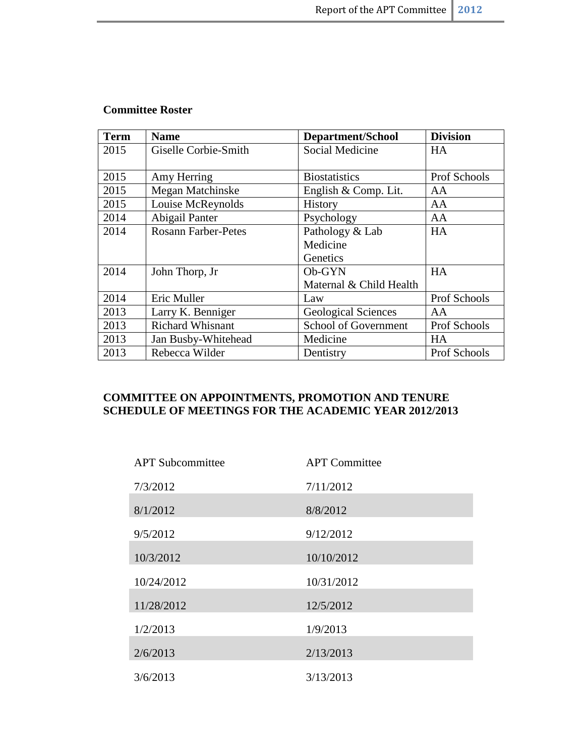**Committee Roster**

| Term | Name | Department/School | Division |
|---|---|---|---|
| 2015 | Giselle Corbie-Smith | Social Medicine | HA |
| 2015 | Amy Herring | Biostatistics | Prof Schools |
| 2015 | Megan Matchinske | English & Comp. Lit. | AA |
| 2015 | Louise McReynolds | History | AA |
| 2014 | Abigail Panter | Psychology | AA |
| 2014 | Rosann Farber-Petes | Pathology & Lab Medicine Genetics | HA |
| 2014 | John Thorp, Jr | Ob-GYN Maternal & Child Health | HA |
| 2014 | Eric Muller | Law | Prof Schools |
| 2013 | Larry K. Benniger | Geological Sciences | AA |
| 2013 | Richard Whisnant | School of Government | Prof Schools |
| 2013 | Jan Busby-Whitehead | Medicine | HA |
| 2013 | Rebecca Wilder | Dentistry | Prof Schools |

**COMMITTEE ON APPOINTMENTS, PROMOTION AND TENURE SCHEDULE OF MEETINGS FOR THE ACADEMIC YEAR 2012/2013**

| APT Subcommittee | APT Committee |
|---|---|
| 7/3/2012 | 7/11/2012 |
| 8/1/2012 | 8/8/2012 |
| 9/5/2012 | 9/12/2012 |
| 10/3/2012 | 10/10/2012 |
| 10/24/2012 | 10/31/2012 |
| 11/28/2012 | 12/5/2012 |
| 1/2/2013 | 1/9/2013 |
| 2/6/2013 | 2/13/2013 |
| 3/6/2013 | 3/13/2013 |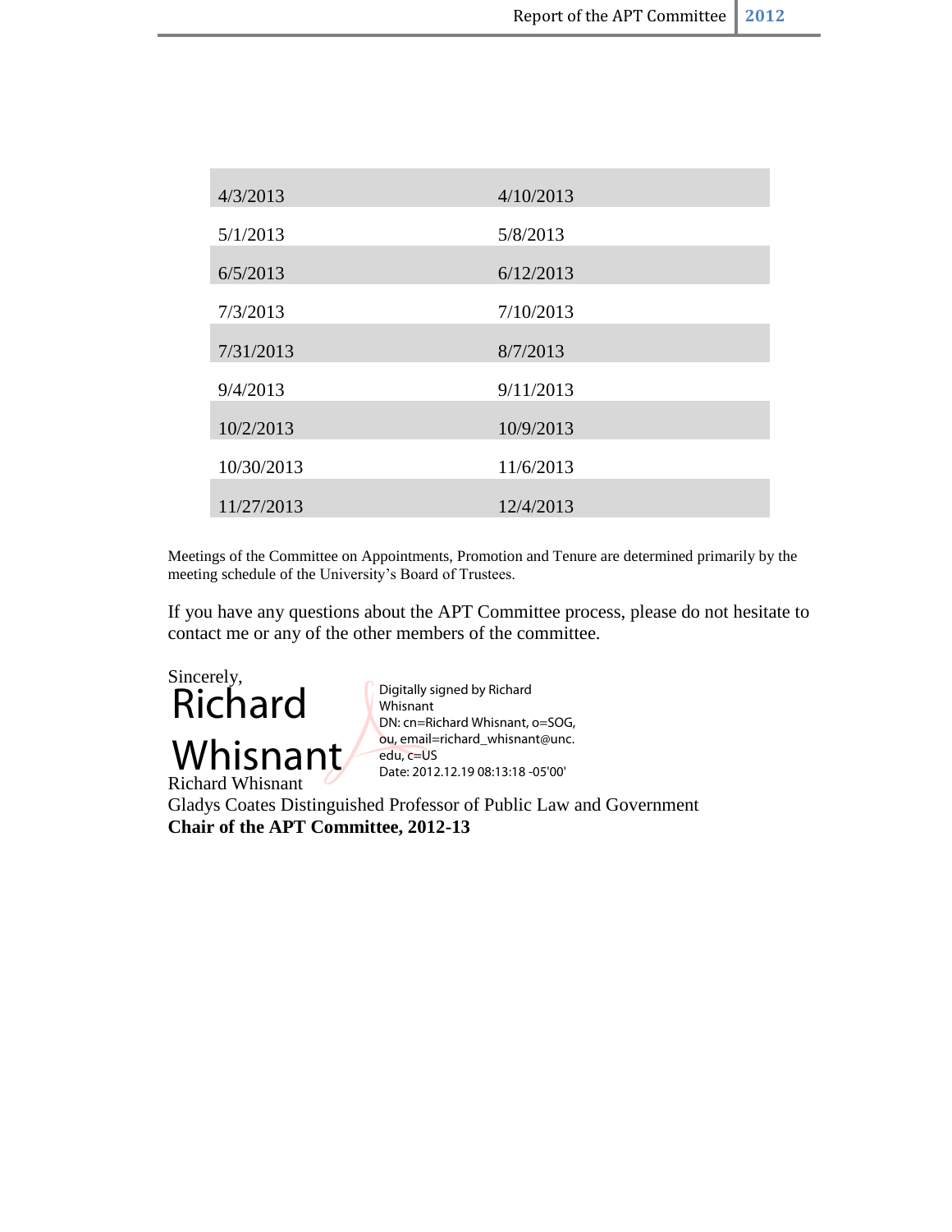| | |
|---|---|
| 4/3/2013 | 4/10/2013 |
| 5/1/2013 | 5/8/2013 |
| 6/5/2013 | 6/12/2013 |
| 7/3/2013 | 7/10/2013 |
| 7/31/2013 | 8/7/2013 |
| 9/4/2013 | 9/11/2013 |
| 10/2/2013 | 10/9/2013 |
| 10/30/2013 | 11/6/2013 |
| 11/27/2013 | 12/4/2013 |

Meetings of the Committee on Appointments, Promotion and Tenure are determined primarily by the meeting schedule of the University's Board of Trustees.

If you have any questions about the APT Committee process, please do not hesitate to contact me or any of the other members of the committee.

Sincerely,

Richard Whisnant

Digitally signed by Richard Whisnant
DN: cn=Richard Whisnant, o=SOG, ou, email=richard_whisnant@unc.edu, c=US
Date: 2012.12.19 08:13:18 -05'00'

Richard Whisnant
Gladys Coates Distinguished Professor of Public Law and Government
**Chair of the APT Committee, 2012-13**